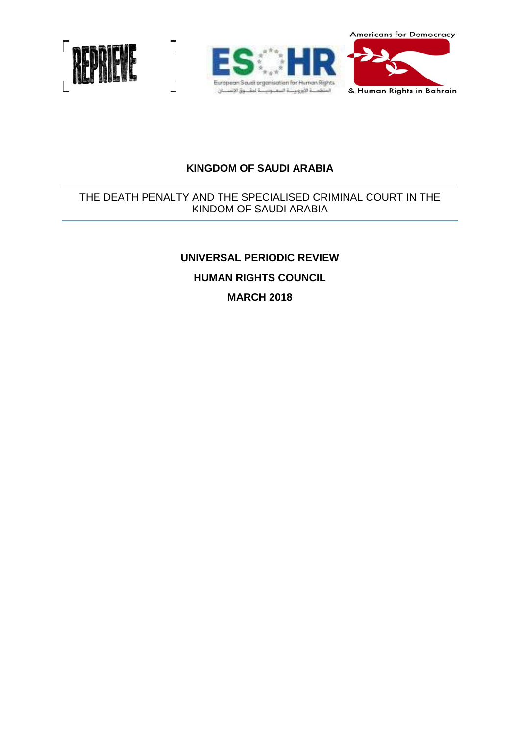REPRIEVE

ESOHR
European Saudi organisation for Human Rights
المنظمة الأوروبية السعودية لحقوق الإنسان

Americans for Democracy & Human Rights in Bahrain

# KINGDOM OF SAUDI ARABIA

THE DEATH PENALTY AND THE SPECIALISED CRIMINAL COURT IN THE KINDOM OF SAUDI ARABIA

**UNIVERSAL PERIODIC REVIEW**

**HUMAN RIGHTS COUNCIL**

**MARCH 2018**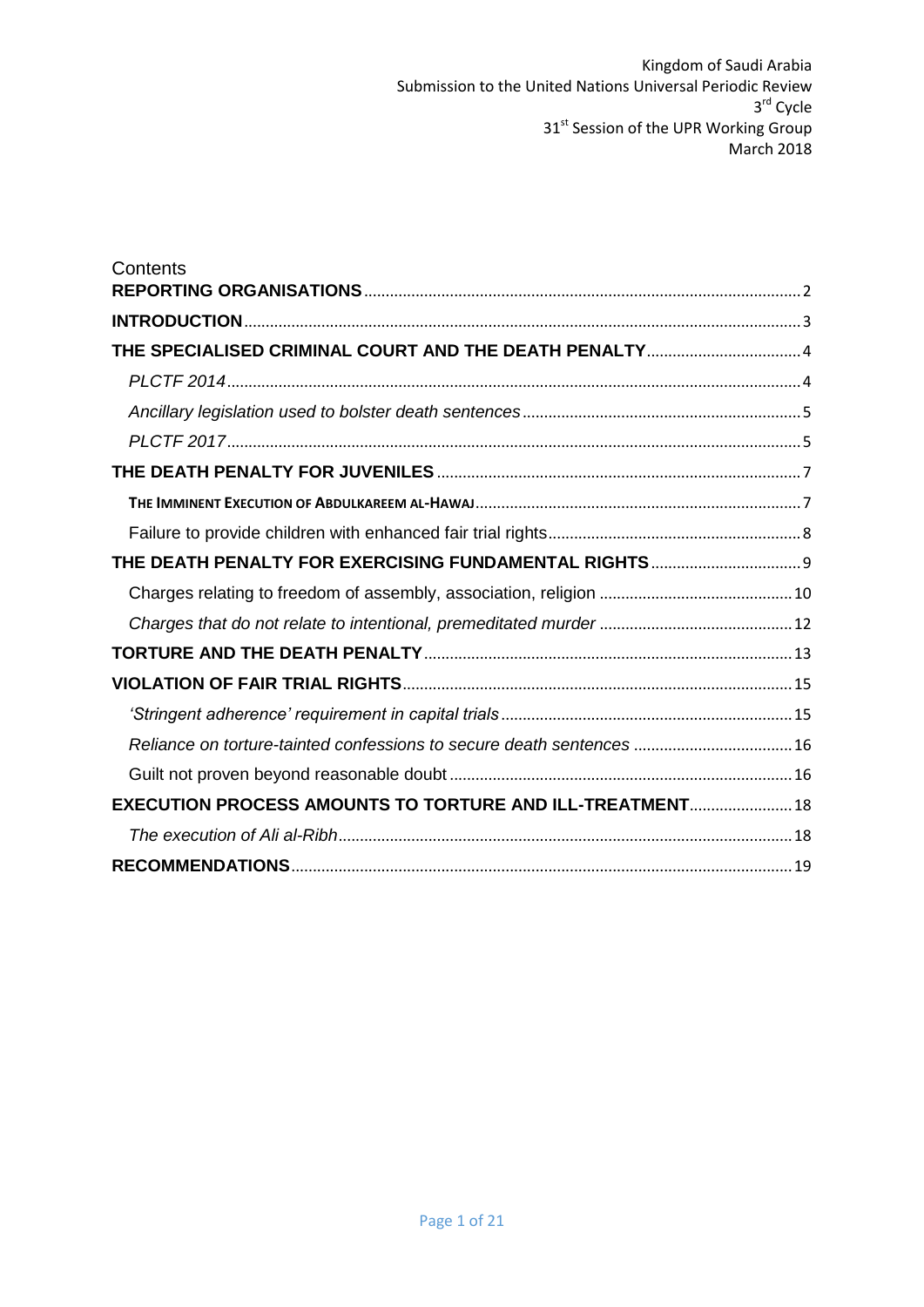Kingdom of Saudi Arabia
Submission to the United Nations Universal Periodic Review
3rd Cycle
31st Session of the UPR Working Group
March 2018

Contents

**REPORTING ORGANISATIONS** ..... 2

**INTRODUCTION** ..... 3

**THE SPECIALISED CRIMINAL COURT AND THE DEATH PENALTY** ..... 4

*PLCTF 2014* ..... 4

*Ancillary legislation used to bolster death sentences* ..... 5

*PLCTF 2017* ..... 5

**THE DEATH PENALTY FOR JUVENILES** ..... 7

**THE IMMINENT EXECUTION OF ABDULKAREEM AL-HAWAJ** ..... 7

Failure to provide children with enhanced fair trial rights ..... 8

**THE DEATH PENALTY FOR EXERCISING FUNDAMENTAL RIGHTS** ..... 9

Charges relating to freedom of assembly, association, religion ..... 10

*Charges that do not relate to intentional, premeditated murder* ..... 12

**TORTURE AND THE DEATH PENALTY** ..... 13

**VIOLATION OF FAIR TRIAL RIGHTS** ..... 15

*'Stringent adherence' requirement in capital trials* ..... 15

*Reliance on torture-tainted confessions to secure death sentences* ..... 16

Guilt not proven beyond reasonable doubt ..... 16

**EXECUTION PROCESS AMOUNTS TO TORTURE AND ILL-TREATMENT** ..... 18

*The execution of Ali al-Ribh* ..... 18

**RECOMMENDATIONS** ..... 19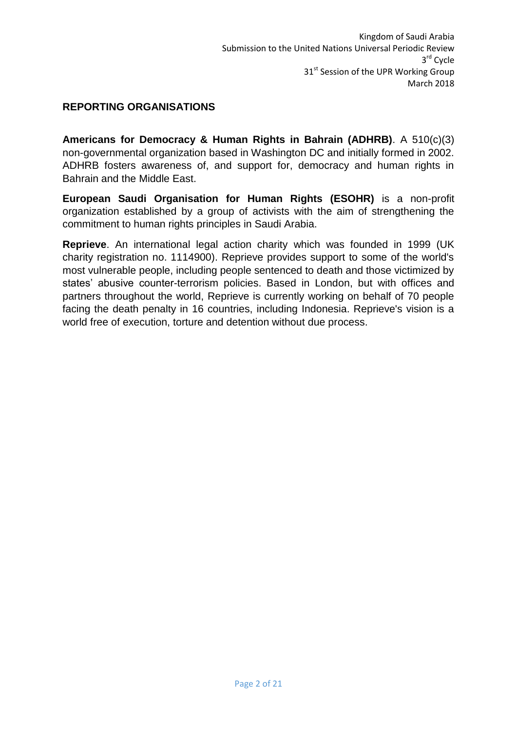## REPORTING ORGANISATIONS

**Americans for Democracy & Human Rights in Bahrain (ADHRB)**. A 510(c)(3) non-governmental organization based in Washington DC and initially formed in 2002. ADHRB fosters awareness of, and support for, democracy and human rights in Bahrain and the Middle East.

**European Saudi Organisation for Human Rights (ESOHR)** is a non-profit organization established by a group of activists with the aim of strengthening the commitment to human rights principles in Saudi Arabia.

**Reprieve**. An international legal action charity which was founded in 1999 (UK charity registration no. 1114900). Reprieve provides support to some of the world's most vulnerable people, including people sentenced to death and those victimized by states' abusive counter-terrorism policies. Based in London, but with offices and partners throughout the world, Reprieve is currently working on behalf of 70 people facing the death penalty in 16 countries, including Indonesia. Reprieve's vision is a world free of execution, torture and detention without due process.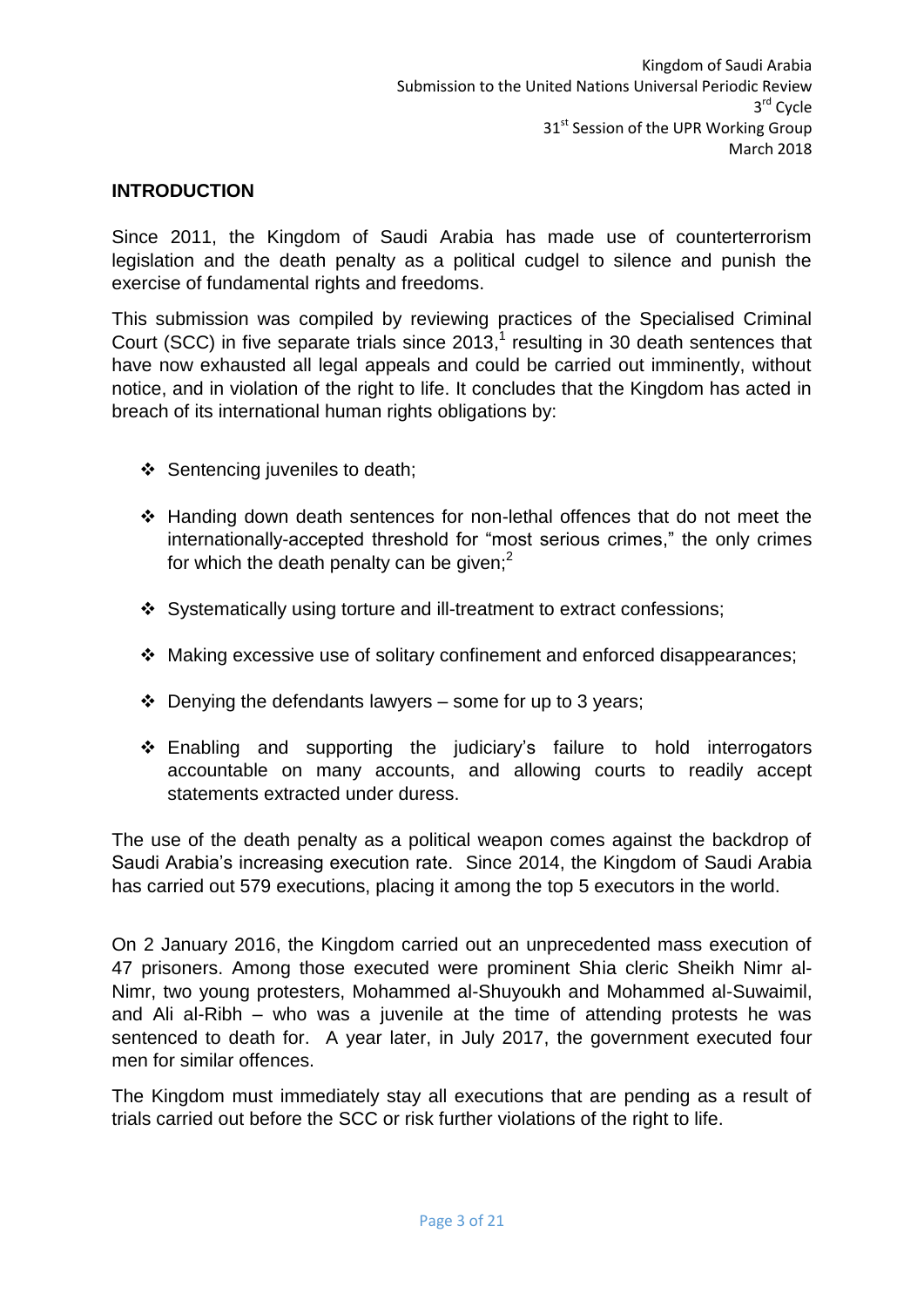## INTRODUCTION

Since 2011, the Kingdom of Saudi Arabia has made use of counterterrorism legislation and the death penalty as a political cudgel to silence and punish the exercise of fundamental rights and freedoms.

This submission was compiled by reviewing practices of the Specialised Criminal Court (SCC) in five separate trials since 2013,[1] resulting in 30 death sentences that have now exhausted all legal appeals and could be carried out imminently, without notice, and in violation of the right to life. It concludes that the Kingdom has acted in breach of its international human rights obligations by:

- Sentencing juveniles to death;
- Handing down death sentences for non-lethal offences that do not meet the internationally-accepted threshold for "most serious crimes," the only crimes for which the death penalty can be given;[2]
- Systematically using torture and ill-treatment to extract confessions;
- Making excessive use of solitary confinement and enforced disappearances;
- Denying the defendants lawyers – some for up to 3 years;
- Enabling and supporting the judiciary's failure to hold interrogators accountable on many accounts, and allowing courts to readily accept statements extracted under duress.

The use of the death penalty as a political weapon comes against the backdrop of Saudi Arabia's increasing execution rate. Since 2014, the Kingdom of Saudi Arabia has carried out 579 executions, placing it among the top 5 executors in the world.

On 2 January 2016, the Kingdom carried out an unprecedented mass execution of 47 prisoners. Among those executed were prominent Shia cleric Sheikh Nimr al-Nimr, two young protesters, Mohammed al-Shuyoukh and Mohammed al-Suwaimil, and Ali al-Ribh – who was a juvenile at the time of attending protests he was sentenced to death for. A year later, in July 2017, the government executed four men for similar offences.

The Kingdom must immediately stay all executions that are pending as a result of trials carried out before the SCC or risk further violations of the right to life.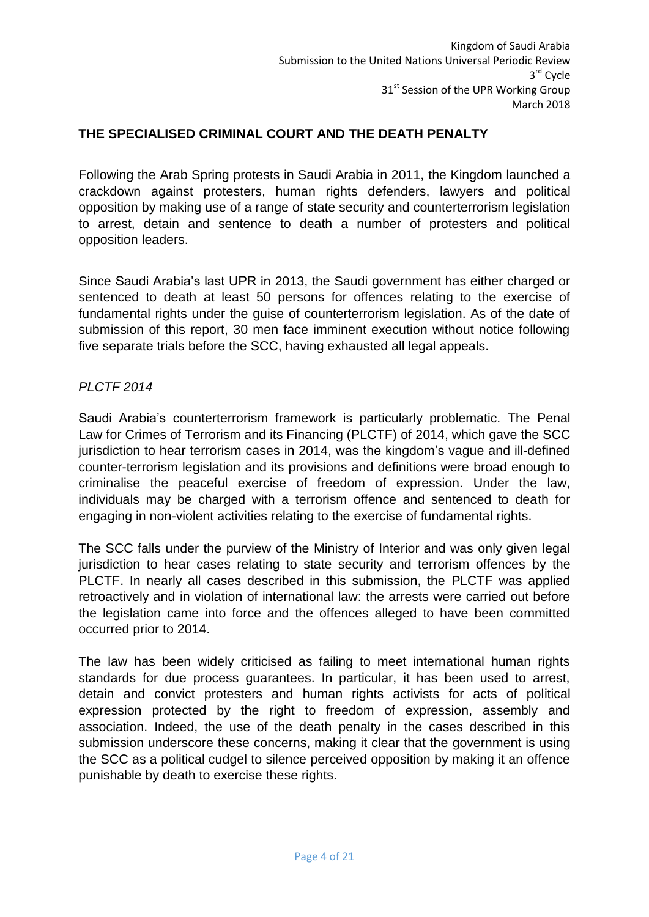## THE SPECIALISED CRIMINAL COURT AND THE DEATH PENALTY

Following the Arab Spring protests in Saudi Arabia in 2011, the Kingdom launched a crackdown against protesters, human rights defenders, lawyers and political opposition by making use of a range of state security and counterterrorism legislation to arrest, detain and sentence to death a number of protesters and political opposition leaders.

Since Saudi Arabia's last UPR in 2013, the Saudi government has either charged or sentenced to death at least 50 persons for offences relating to the exercise of fundamental rights under the guise of counterterrorism legislation. As of the date of submission of this report, 30 men face imminent execution without notice following five separate trials before the SCC, having exhausted all legal appeals.

*PLCTF 2014*

Saudi Arabia's counterterrorism framework is particularly problematic. The Penal Law for Crimes of Terrorism and its Financing (PLCTF) of 2014, which gave the SCC jurisdiction to hear terrorism cases in 2014, was the kingdom's vague and ill-defined counter-terrorism legislation and its provisions and definitions were broad enough to criminalise the peaceful exercise of freedom of expression. Under the law, individuals may be charged with a terrorism offence and sentenced to death for engaging in non-violent activities relating to the exercise of fundamental rights.

The SCC falls under the purview of the Ministry of Interior and was only given legal jurisdiction to hear cases relating to state security and terrorism offences by the PLCTF. In nearly all cases described in this submission, the PLCTF was applied retroactively and in violation of international law: the arrests were carried out before the legislation came into force and the offences alleged to have been committed occurred prior to 2014.

The law has been widely criticised as failing to meet international human rights standards for due process guarantees. In particular, it has been used to arrest, detain and convict protesters and human rights activists for acts of political expression protected by the right to freedom of expression, assembly and association. Indeed, the use of the death penalty in the cases described in this submission underscore these concerns, making it clear that the government is using the SCC as a political cudgel to silence perceived opposition by making it an offence punishable by death to exercise these rights.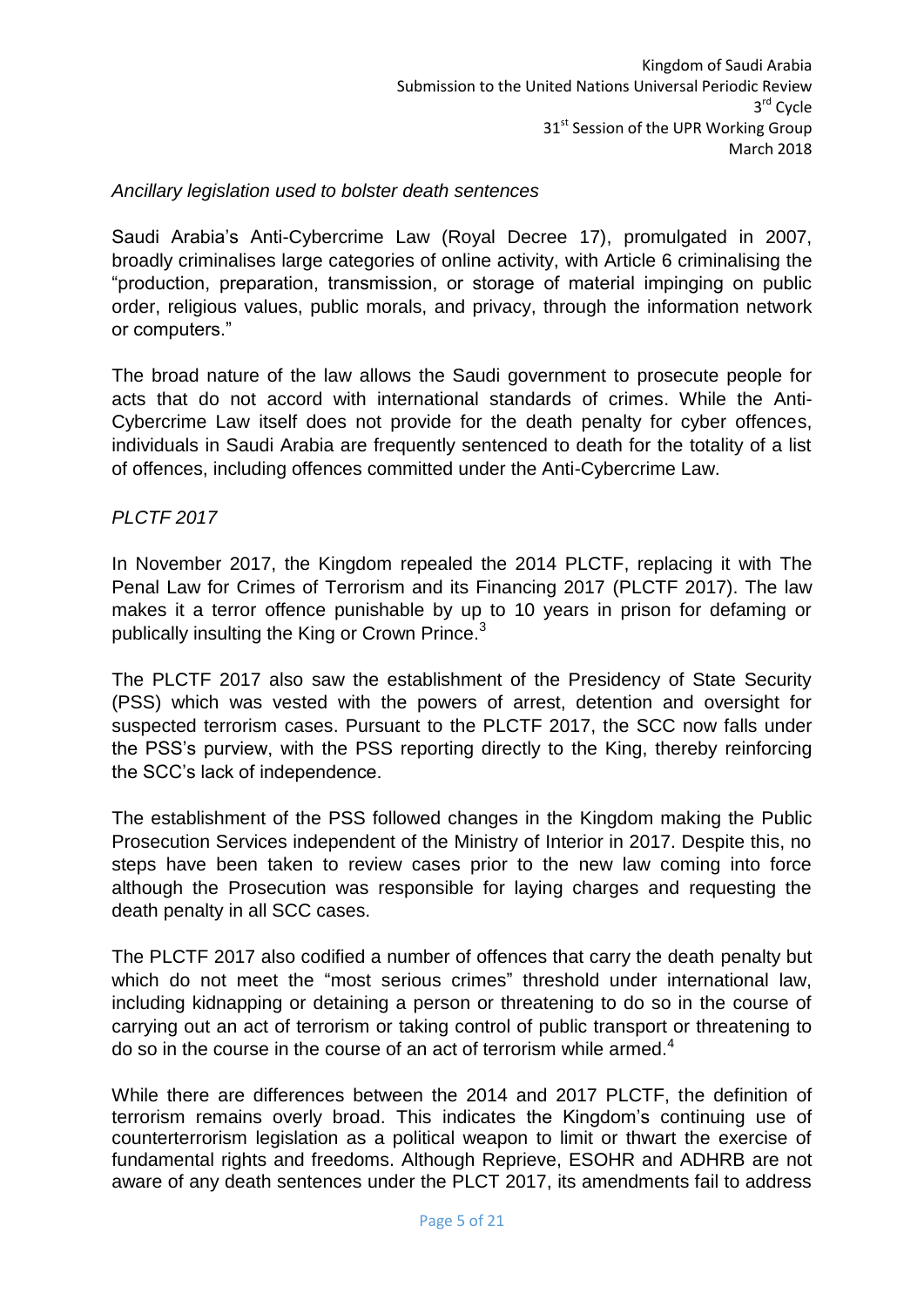*Ancillary legislation used to bolster death sentences*

Saudi Arabia's Anti-Cybercrime Law (Royal Decree 17), promulgated in 2007, broadly criminalises large categories of online activity, with Article 6 criminalising the "production, preparation, transmission, or storage of material impinging on public order, religious values, public morals, and privacy, through the information network or computers."

The broad nature of the law allows the Saudi government to prosecute people for acts that do not accord with international standards of crimes. While the Anti-Cybercrime Law itself does not provide for the death penalty for cyber offences, individuals in Saudi Arabia are frequently sentenced to death for the totality of a list of offences, including offences committed under the Anti-Cybercrime Law.

*PLCTF 2017*

In November 2017, the Kingdom repealed the 2014 PLCTF, replacing it with The Penal Law for Crimes of Terrorism and its Financing 2017 (PLCTF 2017). The law makes it a terror offence punishable by up to 10 years in prison for defaming or publically insulting the King or Crown Prince.[3]

The PLCTF 2017 also saw the establishment of the Presidency of State Security (PSS) which was vested with the powers of arrest, detention and oversight for suspected terrorism cases. Pursuant to the PLCTF 2017, the SCC now falls under the PSS's purview, with the PSS reporting directly to the King, thereby reinforcing the SCC's lack of independence.

The establishment of the PSS followed changes in the Kingdom making the Public Prosecution Services independent of the Ministry of Interior in 2017. Despite this, no steps have been taken to review cases prior to the new law coming into force although the Prosecution was responsible for laying charges and requesting the death penalty in all SCC cases.

The PLCTF 2017 also codified a number of offences that carry the death penalty but which do not meet the "most serious crimes" threshold under international law, including kidnapping or detaining a person or threatening to do so in the course of carrying out an act of terrorism or taking control of public transport or threatening to do so in the course in the course of an act of terrorism while armed.[4]

While there are differences between the 2014 and 2017 PLCTF, the definition of terrorism remains overly broad. This indicates the Kingdom's continuing use of counterterrorism legislation as a political weapon to limit or thwart the exercise of fundamental rights and freedoms. Although Reprieve, ESOHR and ADHRB are not aware of any death sentences under the PLCT 2017, its amendments fail to address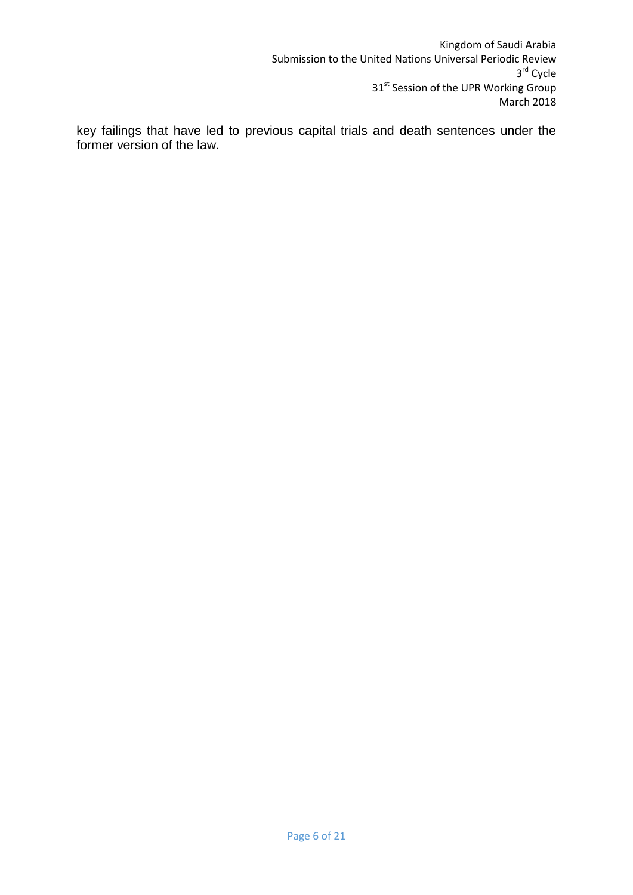key failings that have led to previous capital trials and death sentences under the former version of the law.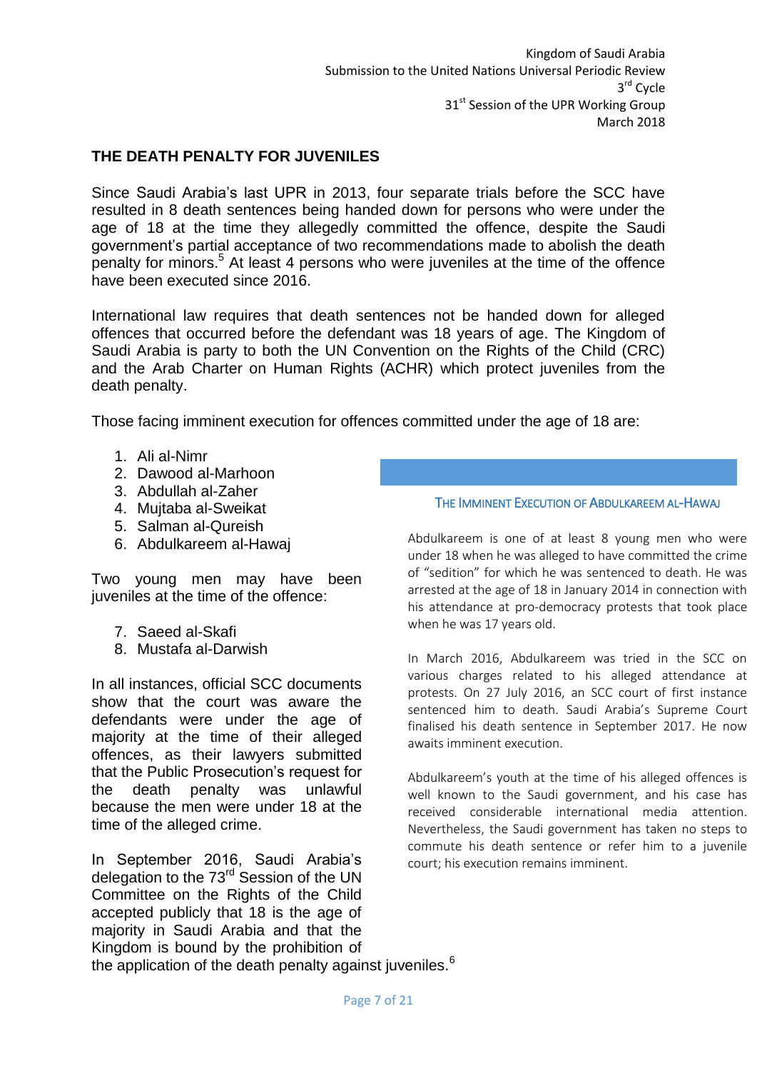## THE DEATH PENALTY FOR JUVENILES

Since Saudi Arabia's last UPR in 2013, four separate trials before the SCC have resulted in 8 death sentences being handed down for persons who were under the age of 18 at the time they allegedly committed the offence, despite the Saudi government's partial acceptance of two recommendations made to abolish the death penalty for minors.[5] At least 4 persons who were juveniles at the time of the offence have been executed since 2016.

International law requires that death sentences not be handed down for alleged offences that occurred before the defendant was 18 years of age. The Kingdom of Saudi Arabia is party to both the UN Convention on the Rights of the Child (CRC) and the Arab Charter on Human Rights (ACHR) which protect juveniles from the death penalty.

Those facing imminent execution for offences committed under the age of 18 are:

1. Ali al-Nimr
2. Dawood al-Marhoon
3. Abdullah al-Zaher
4. Mujtaba al-Sweikat
5. Salman al-Qureish
6. Abdulkareem al-Hawaj

Two young men may have been juveniles at the time of the offence:

7. Saeed al-Skafi
8. Mustafa al-Darwish

In all instances, official SCC documents show that the court was aware the defendants were under the age of majority at the time of their alleged offences, as their lawyers submitted that the Public Prosecution's request for the death penalty was unlawful because the men were under 18 at the time of the alleged crime.

In September 2016, Saudi Arabia's delegation to the 73rd Session of the UN Committee on the Rights of the Child accepted publicly that 18 is the age of majority in Saudi Arabia and that the Kingdom is bound by the prohibition of the application of the death penalty against juveniles.[6]

### THE IMMINENT EXECUTION OF ABDULKAREEM AL-HAWAJ

Abdulkareem is one of at least 8 young men who were under 18 when he was alleged to have committed the crime of "sedition" for which he was sentenced to death. He was arrested at the age of 18 in January 2014 in connection with his attendance at pro-democracy protests that took place when he was 17 years old.

In March 2016, Abdulkareem was tried in the SCC on various charges related to his alleged attendance at protests. On 27 July 2016, an SCC court of first instance sentenced him to death. Saudi Arabia's Supreme Court finalised his death sentence in September 2017. He now awaits imminent execution.

Abdulkareem's youth at the time of his alleged offences is well known to the Saudi government, and his case has received considerable international media attention. Nevertheless, the Saudi government has taken no steps to commute his death sentence or refer him to a juvenile court; his execution remains imminent.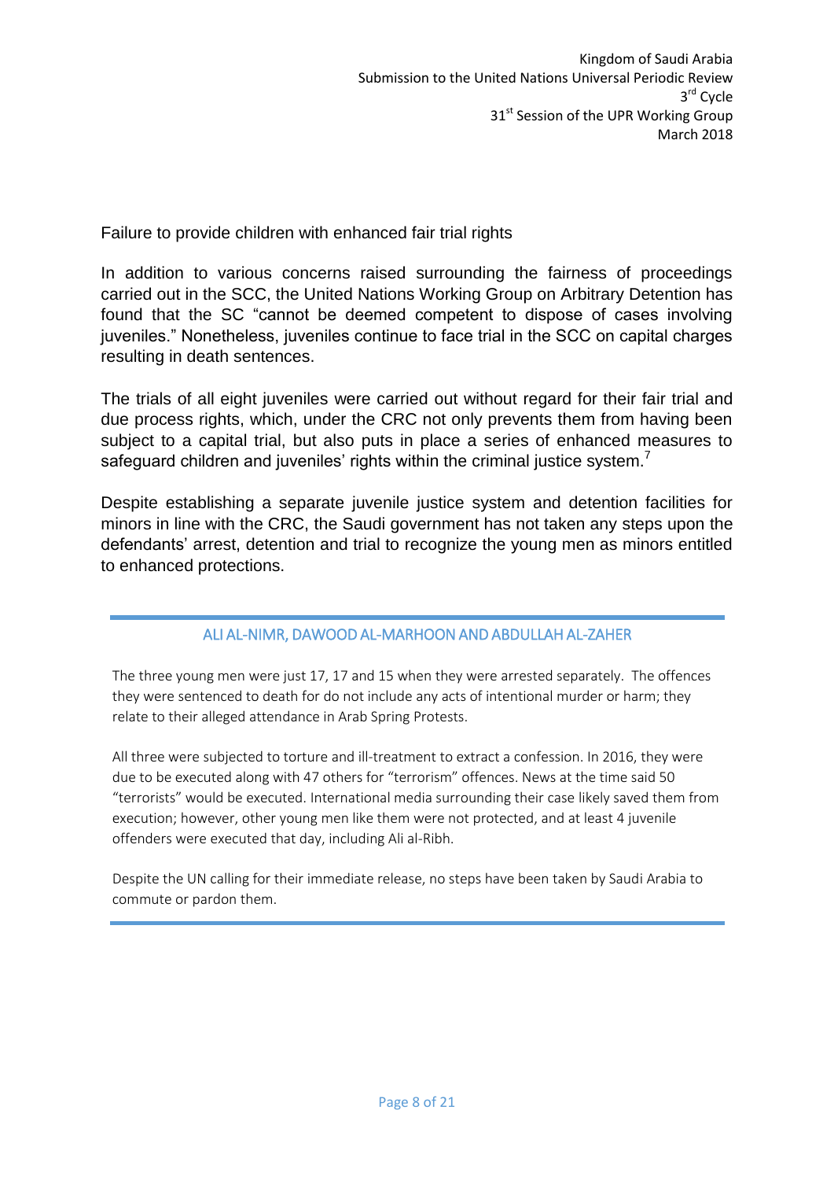## Failure to provide children with enhanced fair trial rights

In addition to various concerns raised surrounding the fairness of proceedings carried out in the SCC, the United Nations Working Group on Arbitrary Detention has found that the SC "cannot be deemed competent to dispose of cases involving juveniles." Nonetheless, juveniles continue to face trial in the SCC on capital charges resulting in death sentences.

The trials of all eight juveniles were carried out without regard for their fair trial and due process rights, which, under the CRC not only prevents them from having been subject to a capital trial, but also puts in place a series of enhanced measures to safeguard children and juveniles' rights within the criminal justice system.[7]

Despite establishing a separate juvenile justice system and detention facilities for minors in line with the CRC, the Saudi government has not taken any steps upon the defendants' arrest, detention and trial to recognize the young men as minors entitled to enhanced protections.

---

### ALI AL-NIMR, DAWOOD AL-MARHOON AND ABDULLAH AL-ZAHER

The three young men were just 17, 17 and 15 when they were arrested separately. The offences they were sentenced to death for do not include any acts of intentional murder or harm; they relate to their alleged attendance in Arab Spring Protests.

All three were subjected to torture and ill-treatment to extract a confession. In 2016, they were due to be executed along with 47 others for "terrorism" offences. News at the time said 50 "terrorists" would be executed. International media surrounding their case likely saved them from execution; however, other young men like them were not protected, and at least 4 juvenile offenders were executed that day, including Ali al-Ribh.

Despite the UN calling for their immediate release, no steps have been taken by Saudi Arabia to commute or pardon them.

---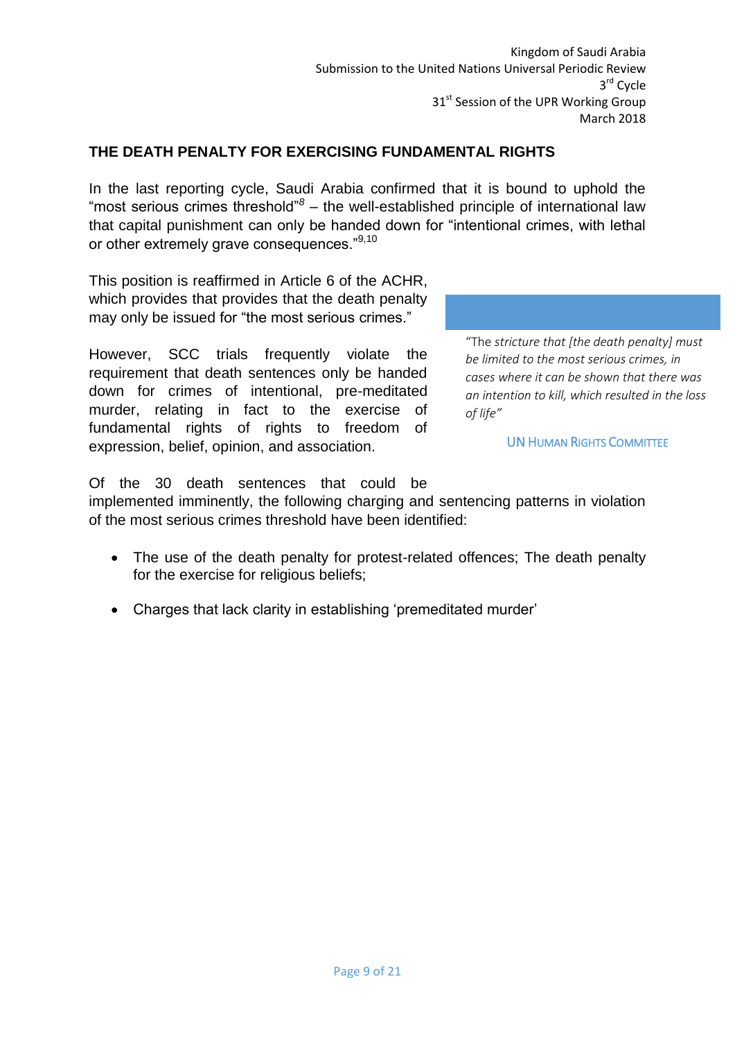## THE DEATH PENALTY FOR EXERCISING FUNDAMENTAL RIGHTS

In the last reporting cycle, Saudi Arabia confirmed that it is bound to uphold the "most serious crimes threshold"[8] – the well-established principle of international law that capital punishment can only be handed down for "intentional crimes, with lethal or other extremely grave consequences."[9,10]

This position is reaffirmed in Article 6 of the ACHR, which provides that provides that the death penalty may only be issued for "the most serious crimes."

However, SCC trials frequently violate the requirement that death sentences only be handed down for crimes of intentional, pre-meditated murder, relating in fact to the exercise of fundamental rights of rights to freedom of expression, belief, opinion, and association.

> "The *stricture that [the death penalty] must be limited to the most serious crimes, in cases where it can be shown that there was an intention to kill, which resulted in the loss of life"*
>
> UN HUMAN RIGHTS COMMITTEE

Of the 30 death sentences that could be implemented imminently, the following charging and sentencing patterns in violation of the most serious crimes threshold have been identified:

- The use of the death penalty for protest-related offences; The death penalty for the exercise for religious beliefs;
- Charges that lack clarity in establishing 'premeditated murder'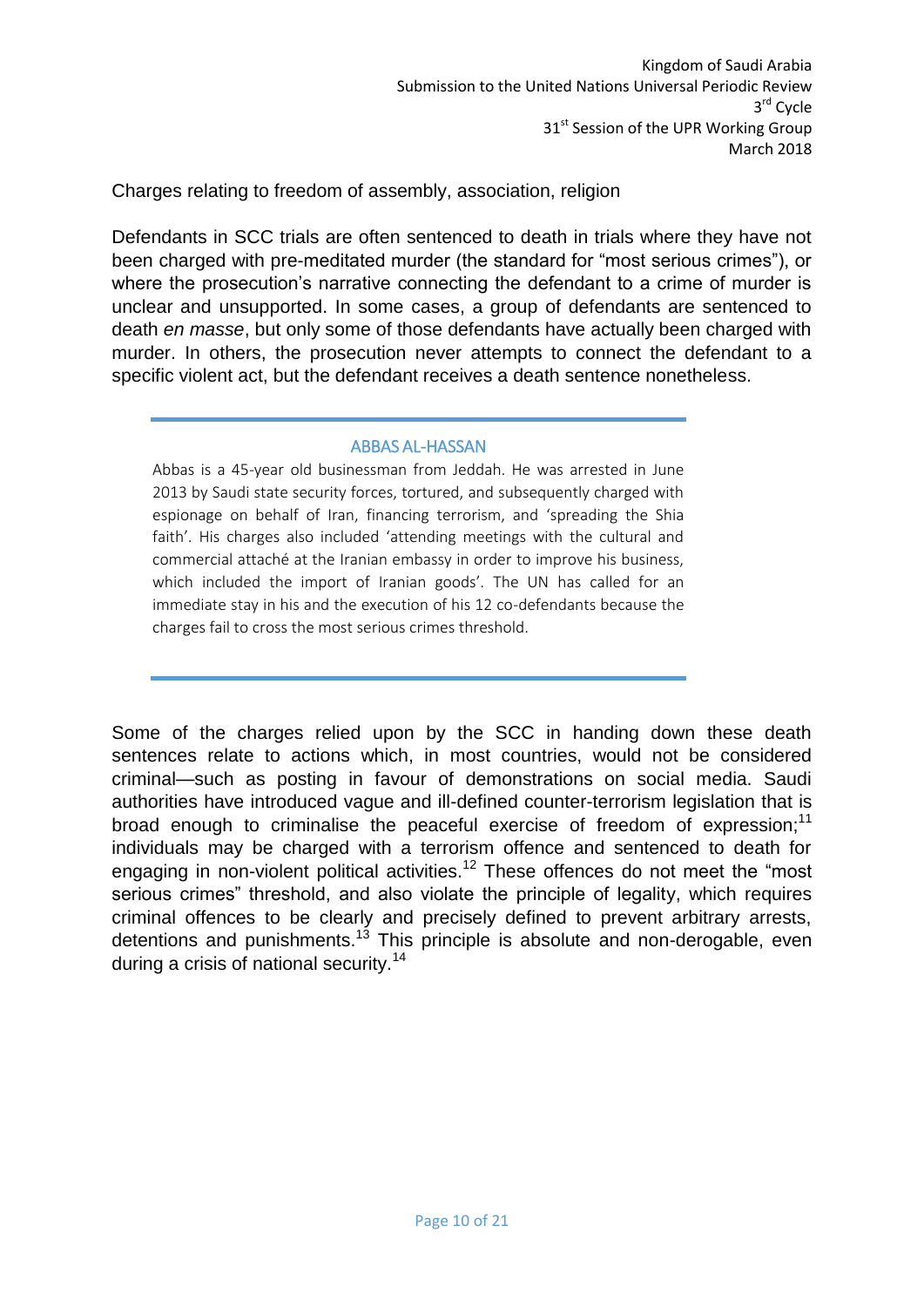Charges relating to freedom of assembly, association, religion

Defendants in SCC trials are often sentenced to death in trials where they have not been charged with pre-meditated murder (the standard for "most serious crimes"), or where the prosecution's narrative connecting the defendant to a crime of murder is unclear and unsupported. In some cases, a group of defendants are sentenced to death *en masse*, but only some of those defendants have actually been charged with murder. In others, the prosecution never attempts to connect the defendant to a specific violent act, but the defendant receives a death sentence nonetheless.

---

### ABBAS AL-HASSAN

Abbas is a 45-year old businessman from Jeddah. He was arrested in June 2013 by Saudi state security forces, tortured, and subsequently charged with espionage on behalf of Iran, financing terrorism, and 'spreading the Shia faith'. His charges also included 'attending meetings with the cultural and commercial attaché at the Iranian embassy in order to improve his business, which included the import of Iranian goods'. The UN has called for an immediate stay in his and the execution of his 12 co-defendants because the charges fail to cross the most serious crimes threshold.

---

Some of the charges relied upon by the SCC in handing down these death sentences relate to actions which, in most countries, would not be considered criminal—such as posting in favour of demonstrations on social media. Saudi authorities have introduced vague and ill-defined counter-terrorism legislation that is broad enough to criminalise the peaceful exercise of freedom of expression;[11] individuals may be charged with a terrorism offence and sentenced to death for engaging in non-violent political activities.[12] These offences do not meet the "most serious crimes" threshold, and also violate the principle of legality, which requires criminal offences to be clearly and precisely defined to prevent arbitrary arrests, detentions and punishments.[13] This principle is absolute and non-derogable, even during a crisis of national security.[14]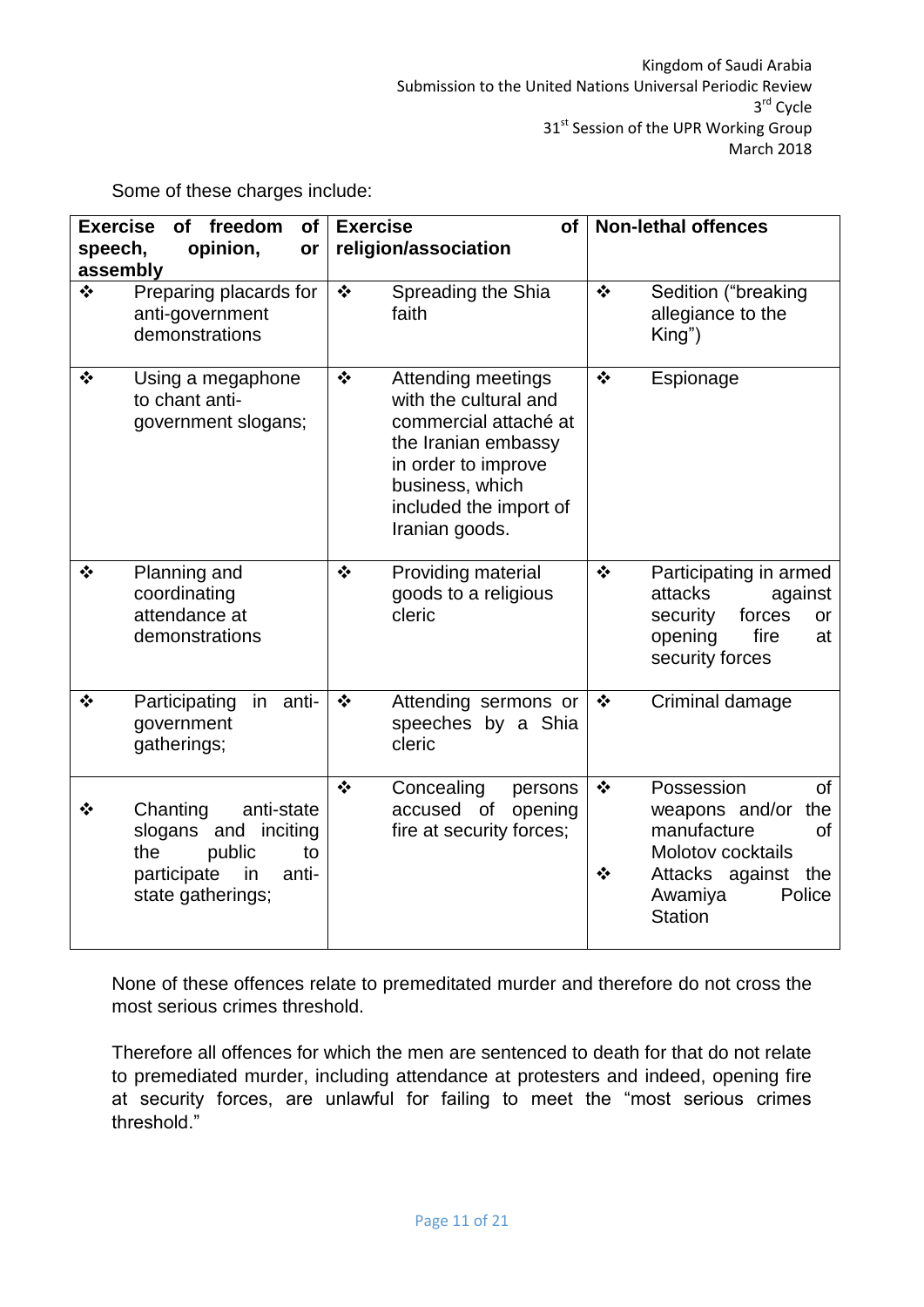Some of these charges include:

| Exercise of freedom of speech, opinion, or assembly | Exercise of religion/association | Non-lethal offences |
|---|---|---|
| ❖ Preparing placards for anti-government demonstrations | ❖ Spreading the Shia faith | ❖ Sedition ("breaking allegiance to the King") |
| ❖ Using a megaphone to chant anti-government slogans; | ❖ Attending meetings with the cultural and commercial attaché at the Iranian embassy in order to improve business, which included the import of Iranian goods. | ❖ Espionage |
| ❖ Planning and coordinating attendance at demonstrations | ❖ Providing material goods to a religious cleric | ❖ Participating in armed attacks against security forces or opening fire at security forces |
| ❖ Participating in anti-government gatherings; | ❖ Attending sermons or speeches by a Shia cleric | ❖ Criminal damage |
| ❖ Chanting anti-state slogans and inciting the public to participate in anti-state gatherings; | ❖ Concealing persons accused of opening fire at security forces; | ❖ Possession of weapons and/or the manufacture of Molotov cocktails<br>❖ Attacks against the Awamiya Police Station |

None of these offences relate to premeditated murder and therefore do not cross the most serious crimes threshold.

Therefore all offences for which the men are sentenced to death for that do not relate to premediated murder, including attendance at protesters and indeed, opening fire at security forces, are unlawful for failing to meet the "most serious crimes threshold."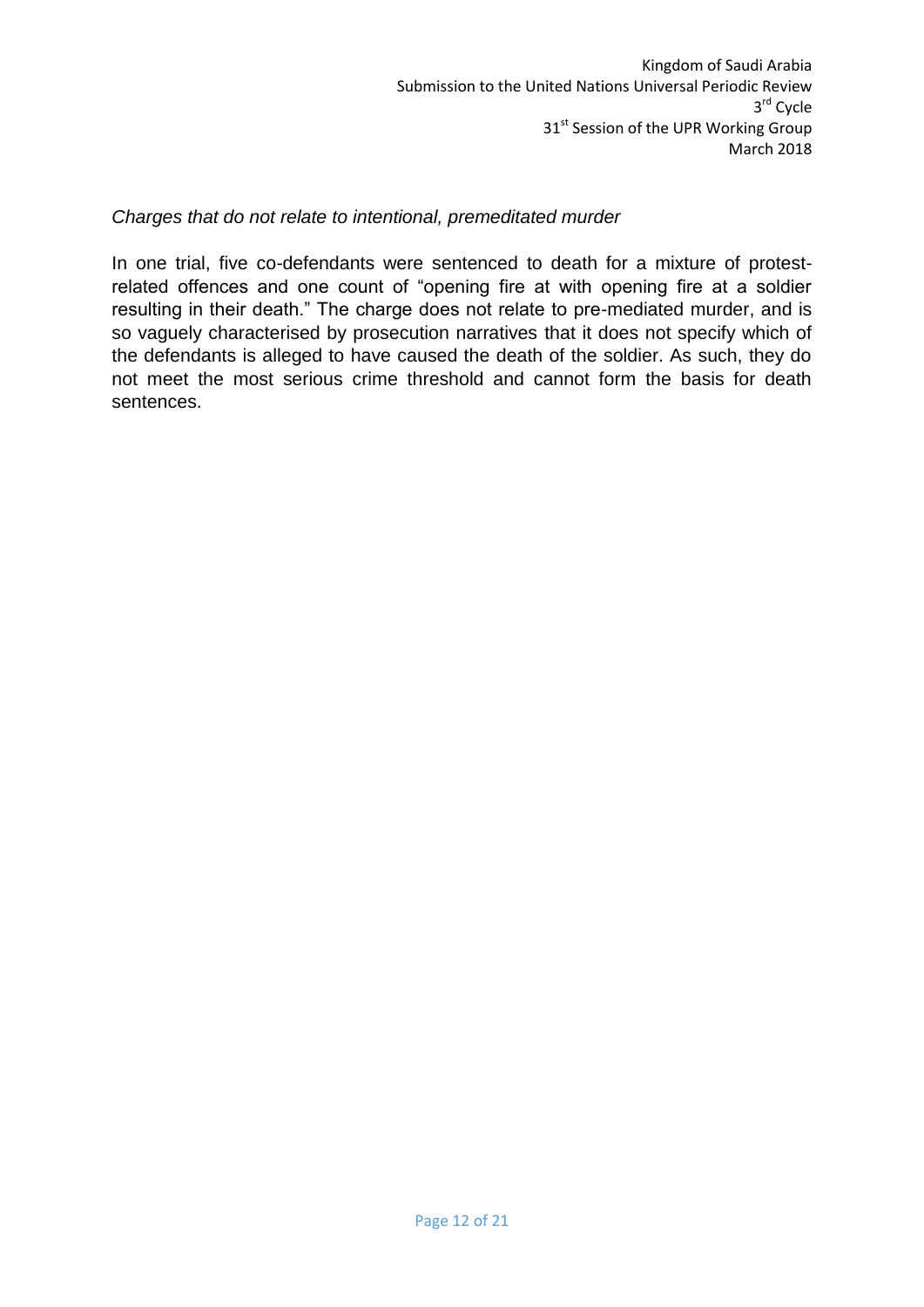*Charges that do not relate to intentional, premeditated murder*

In one trial, five co-defendants were sentenced to death for a mixture of protest-related offences and one count of "opening fire at with opening fire at a soldier resulting in their death." The charge does not relate to pre-mediated murder, and is so vaguely characterised by prosecution narratives that it does not specify which of the defendants is alleged to have caused the death of the soldier. As such, they do not meet the most serious crime threshold and cannot form the basis for death sentences.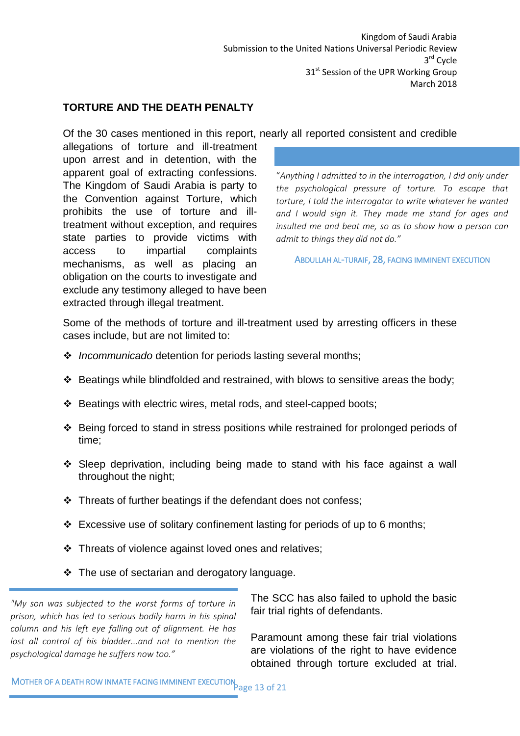## TORTURE AND THE DEATH PENALTY

Of the 30 cases mentioned in this report, nearly all reported consistent and credible allegations of torture and ill-treatment upon arrest and in detention, with the apparent goal of extracting confessions. The Kingdom of Saudi Arabia is party to the Convention against Torture, which prohibits the use of torture and ill-treatment without exception, and requires state parties to provide victims with access to impartial complaints mechanisms, as well as placing an obligation on the courts to investigate and exclude any testimony alleged to have been extracted through illegal treatment.

> *"Anything I admitted to in the interrogation, I did only under the psychological pressure of torture. To escape that torture, I told the interrogator to write whatever he wanted and I would sign it. They made me stand for ages and insulted me and beat me, so as to show how a person can admit to things they did not do."*
>
> ABDULLAH AL-TURAIF, 28, FACING IMMINENT EXECUTION

Some of the methods of torture and ill-treatment used by arresting officers in these cases include, but are not limited to:

- *Incommunicado* detention for periods lasting several months;
- Beatings while blindfolded and restrained, with blows to sensitive areas the body;
- Beatings with electric wires, metal rods, and steel-capped boots;
- Being forced to stand in stress positions while restrained for prolonged periods of time;
- Sleep deprivation, including being made to stand with his face against a wall throughout the night;
- Threats of further beatings if the defendant does not confess;
- Excessive use of solitary confinement lasting for periods of up to 6 months;
- Threats of violence against loved ones and relatives;
- The use of sectarian and derogatory language.

> *"My son was subjected to the worst forms of torture in prison, which has led to serious bodily harm in his spinal column and his left eye falling out of alignment. He has lost all control of his bladder...and not to mention the psychological damage he suffers now too."*
>
> MOTHER OF A DEATH ROW INMATE FACING IMMINENT EXECUTION

The SCC has also failed to uphold the basic fair trial rights of defendants.

Paramount among these fair trial violations are violations of the right to have evidence obtained through torture excluded at trial.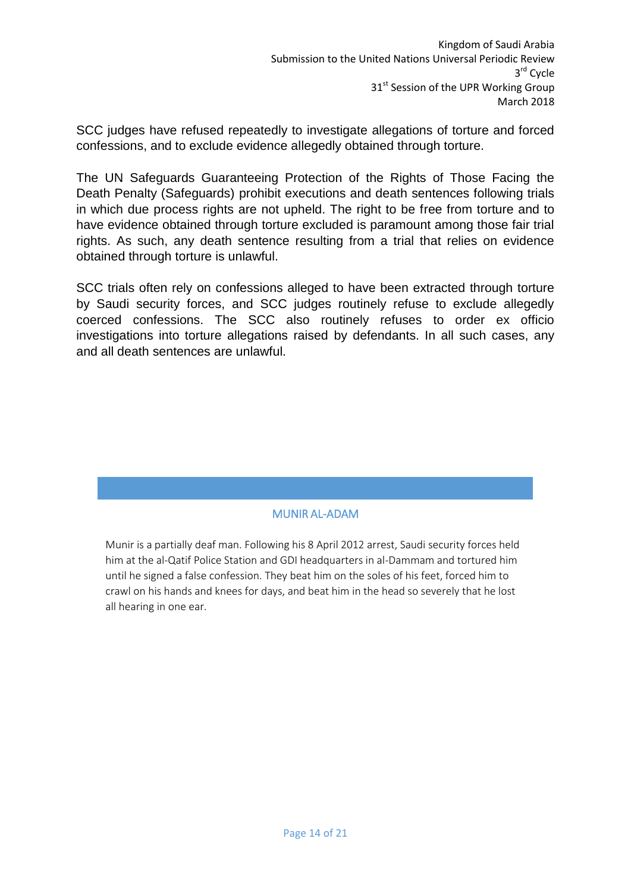SCC judges have refused repeatedly to investigate allegations of torture and forced confessions, and to exclude evidence allegedly obtained through torture.

The UN Safeguards Guaranteeing Protection of the Rights of Those Facing the Death Penalty (Safeguards) prohibit executions and death sentences following trials in which due process rights are not upheld. The right to be free from torture and to have evidence obtained through torture excluded is paramount among those fair trial rights. As such, any death sentence resulting from a trial that relies on evidence obtained through torture is unlawful.

SCC trials often rely on confessions alleged to have been extracted through torture by Saudi security forces, and SCC judges routinely refuse to exclude allegedly coerced confessions. The SCC also routinely refuses to order ex officio investigations into torture allegations raised by defendants. In all such cases, any and all death sentences are unlawful.

### MUNIR AL-ADAM

Munir is a partially deaf man. Following his 8 April 2012 arrest, Saudi security forces held him at the al-Qatif Police Station and GDI headquarters in al-Dammam and tortured him until he signed a false confession. They beat him on the soles of his feet, forced him to crawl on his hands and knees for days, and beat him in the head so severely that he lost all hearing in one ear.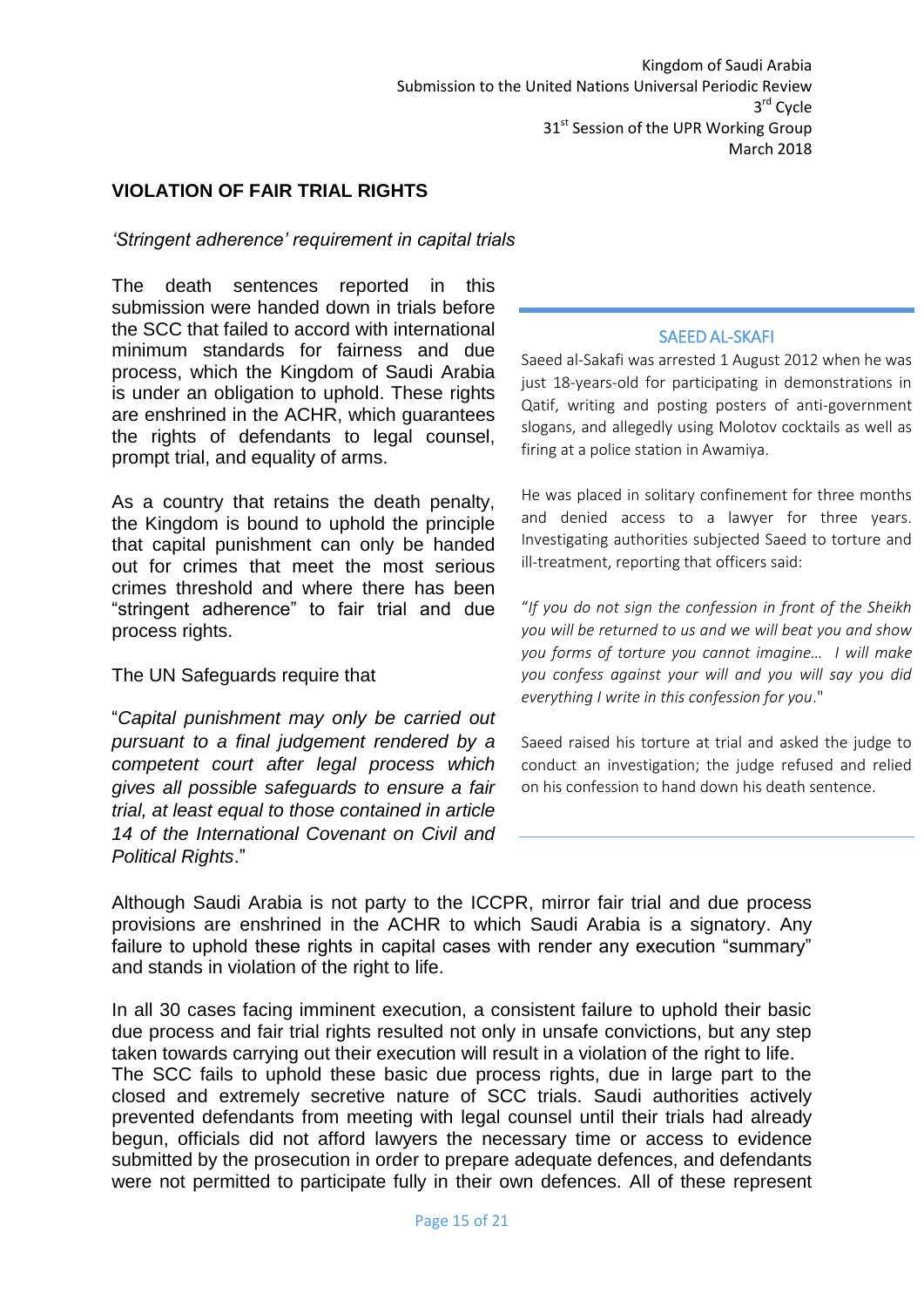## VIOLATION OF FAIR TRIAL RIGHTS

*'Stringent adherence' requirement in capital trials*

The death sentences reported in this submission were handed down in trials before the SCC that failed to accord with international minimum standards for fairness and due process, which the Kingdom of Saudi Arabia is under an obligation to uphold. These rights are enshrined in the ACHR, which guarantees the rights of defendants to legal counsel, prompt trial, and equality of arms.

As a country that retains the death penalty, the Kingdom is bound to uphold the principle that capital punishment can only be handed out for crimes that meet the most serious crimes threshold and where there has been "stringent adherence" to fair trial and due process rights.

The UN Safeguards require that

"*Capital punishment may only be carried out pursuant to a final judgement rendered by a competent court after legal process which gives all possible safeguards to ensure a fair trial, at least equal to those contained in article 14 of the International Covenant on Civil and Political Rights*."

> **SAEED AL-SKAFI**
>
> Saeed al-Sakafi was arrested 1 August 2012 when he was just 18-years-old for participating in demonstrations in Qatif, writing and posting posters of anti-government slogans, and allegedly using Molotov cocktails as well as firing at a police station in Awamiya.
>
> He was placed in solitary confinement for three months and denied access to a lawyer for three years. Investigating authorities subjected Saeed to torture and ill-treatment, reporting that officers said:
>
> "*If you do not sign the confession in front of the Sheikh you will be returned to us and we will beat you and show you forms of torture you cannot imagine… I will make you confess against your will and you will say you did everything I write in this confession for you*."
>
> Saeed raised his torture at trial and asked the judge to conduct an investigation; the judge refused and relied on his confession to hand down his death sentence.

Although Saudi Arabia is not party to the ICCPR, mirror fair trial and due process provisions are enshrined in the ACHR to which Saudi Arabia is a signatory. Any failure to uphold these rights in capital cases with render any execution "summary" and stands in violation of the right to life.

In all 30 cases facing imminent execution, a consistent failure to uphold their basic due process and fair trial rights resulted not only in unsafe convictions, but any step taken towards carrying out their execution will result in a violation of the right to life.
The SCC fails to uphold these basic due process rights, due in large part to the closed and extremely secretive nature of SCC trials. Saudi authorities actively prevented defendants from meeting with legal counsel until their trials had already begun, officials did not afford lawyers the necessary time or access to evidence submitted by the prosecution in order to prepare adequate defences, and defendants were not permitted to participate fully in their own defences. All of these represent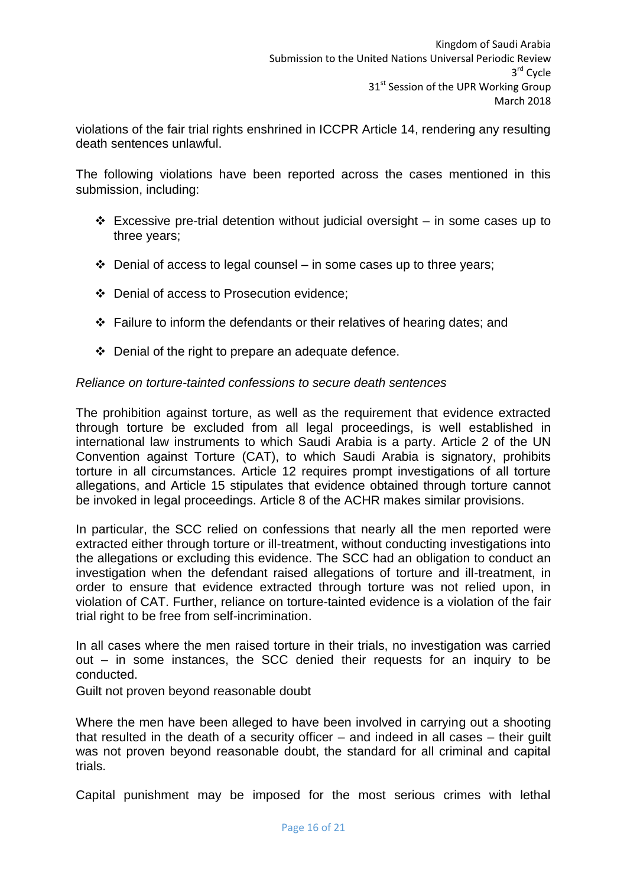violations of the fair trial rights enshrined in ICCPR Article 14, rendering any resulting death sentences unlawful.

The following violations have been reported across the cases mentioned in this submission, including:

- Excessive pre-trial detention without judicial oversight – in some cases up to three years;
- Denial of access to legal counsel – in some cases up to three years;
- Denial of access to Prosecution evidence;
- Failure to inform the defendants or their relatives of hearing dates; and
- Denial of the right to prepare an adequate defence.

*Reliance on torture-tainted confessions to secure death sentences*

The prohibition against torture, as well as the requirement that evidence extracted through torture be excluded from all legal proceedings, is well established in international law instruments to which Saudi Arabia is a party. Article 2 of the UN Convention against Torture (CAT), to which Saudi Arabia is signatory, prohibits torture in all circumstances. Article 12 requires prompt investigations of all torture allegations, and Article 15 stipulates that evidence obtained through torture cannot be invoked in legal proceedings. Article 8 of the ACHR makes similar provisions.

In particular, the SCC relied on confessions that nearly all the men reported were extracted either through torture or ill-treatment, without conducting investigations into the allegations or excluding this evidence. The SCC had an obligation to conduct an investigation when the defendant raised allegations of torture and ill-treatment, in order to ensure that evidence extracted through torture was not relied upon, in violation of CAT. Further, reliance on torture-tainted evidence is a violation of the fair trial right to be free from self-incrimination.

In all cases where the men raised torture in their trials, no investigation was carried out – in some instances, the SCC denied their requests for an inquiry to be conducted.

Guilt not proven beyond reasonable doubt

Where the men have been alleged to have been involved in carrying out a shooting that resulted in the death of a security officer – and indeed in all cases – their guilt was not proven beyond reasonable doubt, the standard for all criminal and capital trials.

Capital punishment may be imposed for the most serious crimes with lethal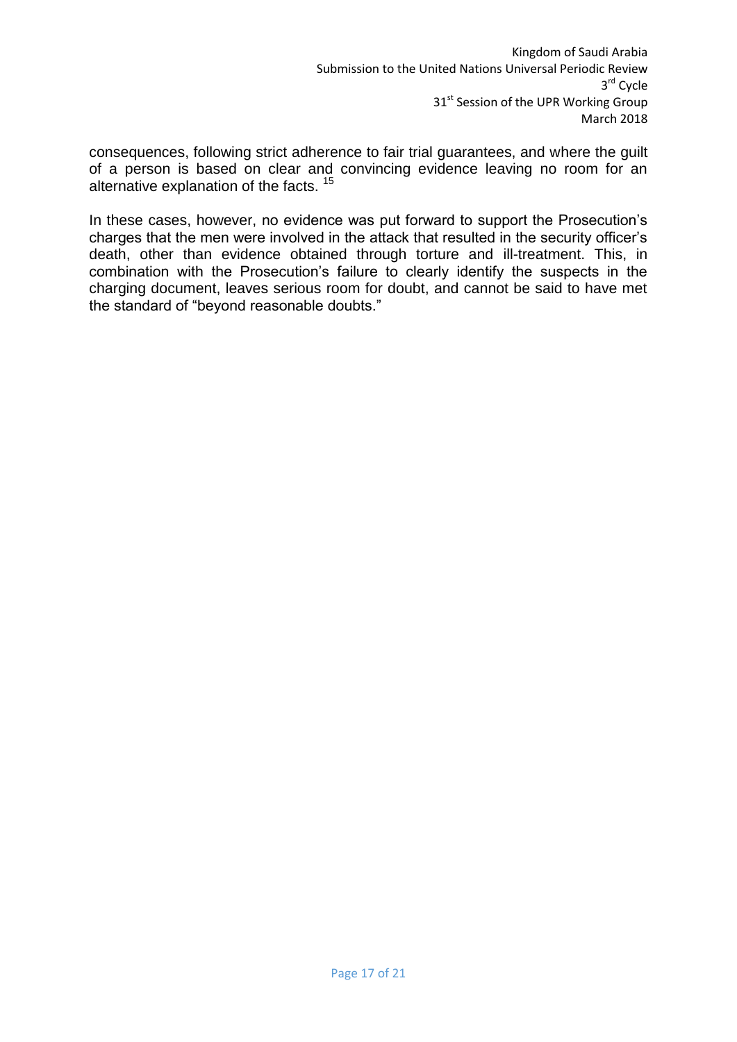consequences, following strict adherence to fair trial guarantees, and where the guilt of a person is based on clear and convincing evidence leaving no room for an alternative explanation of the facts. [15]

In these cases, however, no evidence was put forward to support the Prosecution's charges that the men were involved in the attack that resulted in the security officer's death, other than evidence obtained through torture and ill-treatment. This, in combination with the Prosecution's failure to clearly identify the suspects in the charging document, leaves serious room for doubt, and cannot be said to have met the standard of "beyond reasonable doubts."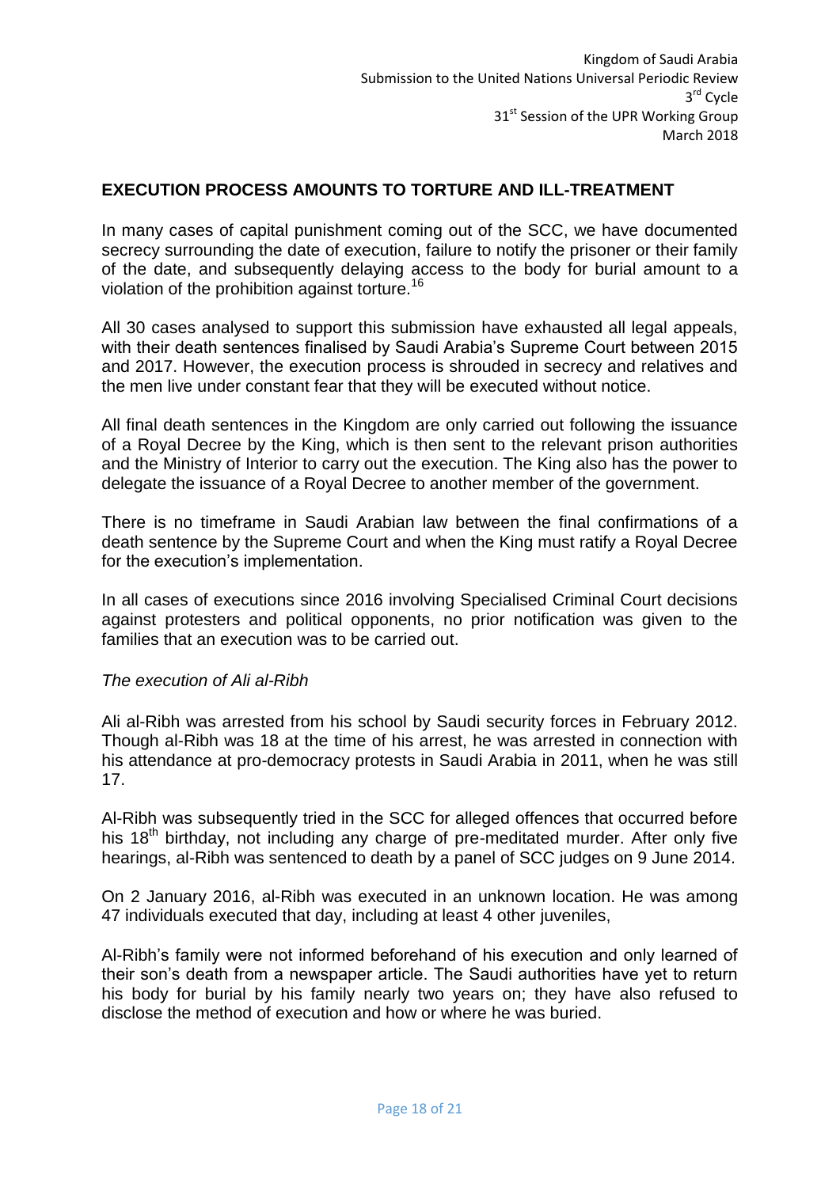## EXECUTION PROCESS AMOUNTS TO TORTURE AND ILL-TREATMENT

In many cases of capital punishment coming out of the SCC, we have documented secrecy surrounding the date of execution, failure to notify the prisoner or their family of the date, and subsequently delaying access to the body for burial amount to a violation of the prohibition against torture.[16]

All 30 cases analysed to support this submission have exhausted all legal appeals, with their death sentences finalised by Saudi Arabia's Supreme Court between 2015 and 2017. However, the execution process is shrouded in secrecy and relatives and the men live under constant fear that they will be executed without notice.

All final death sentences in the Kingdom are only carried out following the issuance of a Royal Decree by the King, which is then sent to the relevant prison authorities and the Ministry of Interior to carry out the execution. The King also has the power to delegate the issuance of a Royal Decree to another member of the government.

There is no timeframe in Saudi Arabian law between the final confirmations of a death sentence by the Supreme Court and when the King must ratify a Royal Decree for the execution's implementation.

In all cases of executions since 2016 involving Specialised Criminal Court decisions against protesters and political opponents, no prior notification was given to the families that an execution was to be carried out.

*The execution of Ali al-Ribh*

Ali al-Ribh was arrested from his school by Saudi security forces in February 2012. Though al-Ribh was 18 at the time of his arrest, he was arrested in connection with his attendance at pro-democracy protests in Saudi Arabia in 2011, when he was still 17.

Al-Ribh was subsequently tried in the SCC for alleged offences that occurred before his 18th birthday, not including any charge of pre-meditated murder. After only five hearings, al-Ribh was sentenced to death by a panel of SCC judges on 9 June 2014.

On 2 January 2016, al-Ribh was executed in an unknown location. He was among 47 individuals executed that day, including at least 4 other juveniles,

Al-Ribh's family were not informed beforehand of his execution and only learned of their son's death from a newspaper article. The Saudi authorities have yet to return his body for burial by his family nearly two years on; they have also refused to disclose the method of execution and how or where he was buried.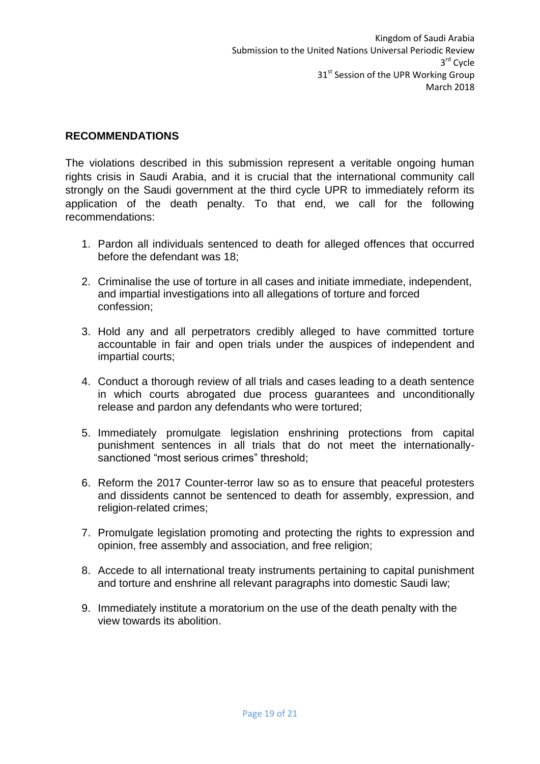## RECOMMENDATIONS

The violations described in this submission represent a veritable ongoing human rights crisis in Saudi Arabia, and it is crucial that the international community call strongly on the Saudi government at the third cycle UPR to immediately reform its application of the death penalty. To that end, we call for the following recommendations:

1. Pardon all individuals sentenced to death for alleged offences that occurred before the defendant was 18;
2. Criminalise the use of torture in all cases and initiate immediate, independent, and impartial investigations into all allegations of torture and forced confession;
3. Hold any and all perpetrators credibly alleged to have committed torture accountable in fair and open trials under the auspices of independent and impartial courts;
4. Conduct a thorough review of all trials and cases leading to a death sentence in which courts abrogated due process guarantees and unconditionally release and pardon any defendants who were tortured;
5. Immediately promulgate legislation enshrining protections from capital punishment sentences in all trials that do not meet the internationally-sanctioned "most serious crimes" threshold;
6. Reform the 2017 Counter-terror law so as to ensure that peaceful protesters and dissidents cannot be sentenced to death for assembly, expression, and religion-related crimes;
7. Promulgate legislation promoting and protecting the rights to expression and opinion, free assembly and association, and free religion;
8. Accede to all international treaty instruments pertaining to capital punishment and torture and enshrine all relevant paragraphs into domestic Saudi law;
9. Immediately institute a moratorium on the use of the death penalty with the view towards its abolition.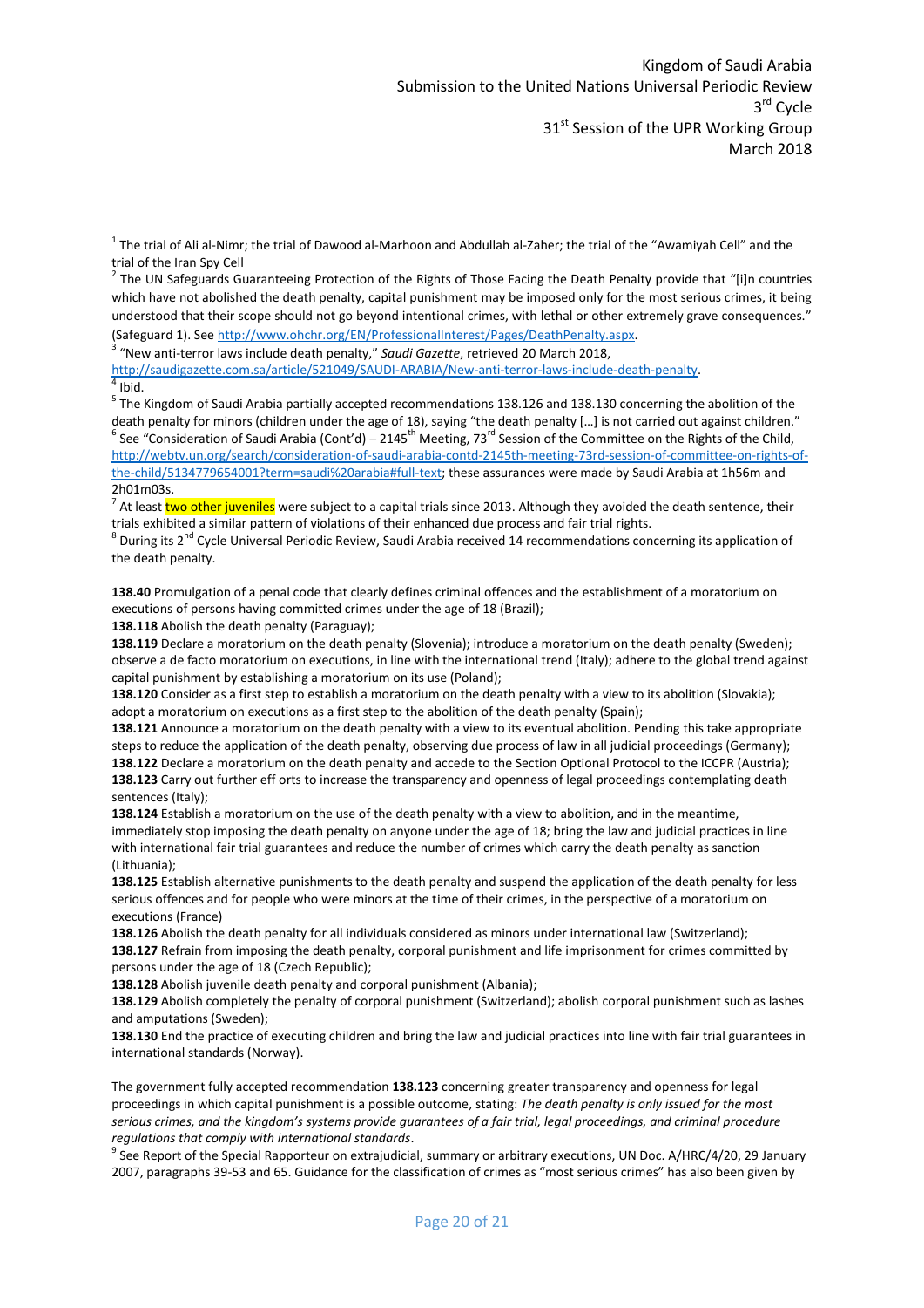Kingdom of Saudi Arabia
Submission to the United Nations Universal Periodic Review
3rd Cycle
31st Session of the UPR Working Group
March 2018

---

[1] The trial of Ali al-Nimr; the trial of Dawood al-Marhoon and Abdullah al-Zaher; the trial of the "Awamiyah Cell" and the trial of the Iran Spy Cell

[2] The UN Safeguards Guaranteeing Protection of the Rights of Those Facing the Death Penalty provide that "[i]n countries which have not abolished the death penalty, capital punishment may be imposed only for the most serious crimes, it being understood that their scope should not go beyond intentional crimes, with lethal or other extremely grave consequences." (Safeguard 1). See http://www.ohchr.org/EN/ProfessionalInterest/Pages/DeathPenalty.aspx.

[3] "New anti-terror laws include death penalty," *Saudi Gazette*, retrieved 20 March 2018, http://saudigazette.com.sa/article/521049/SAUDI-ARABIA/New-anti-terror-laws-include-death-penalty.

[4] Ibid.

[5] The Kingdom of Saudi Arabia partially accepted recommendations 138.126 and 138.130 concerning the abolition of the death penalty for minors (children under the age of 18), saying "the death penalty […] is not carried out against children."

[6] See "Consideration of Saudi Arabia (Cont'd) – 2145th Meeting, 73rd Session of the Committee on the Rights of the Child, http://webtv.un.org/search/consideration-of-saudi-arabia-contd-2145th-meeting-73rd-session-of-committee-on-rights-of-the-child/5134779654001?term=saudi%20arabia#full-text; these assurances were made by Saudi Arabia at 1h56m and 2h01m03s.

[7] At least two other juveniles were subject to a capital trials since 2013. Although they avoided the death sentence, their trials exhibited a similar pattern of violations of their enhanced due process and fair trial rights.

[8] During its 2nd Cycle Universal Periodic Review, Saudi Arabia received 14 recommendations concerning its application of the death penalty.

**138.40** Promulgation of a penal code that clearly defines criminal offences and the establishment of a moratorium on executions of persons having committed crimes under the age of 18 (Brazil);

**138.118** Abolish the death penalty (Paraguay);

**138.119** Declare a moratorium on the death penalty (Slovenia); introduce a moratorium on the death penalty (Sweden); observe a de facto moratorium on executions, in line with the international trend (Italy); adhere to the global trend against capital punishment by establishing a moratorium on its use (Poland);

**138.120** Consider as a first step to establish a moratorium on the death penalty with a view to its abolition (Slovakia); adopt a moratorium on executions as a first step to the abolition of the death penalty (Spain);

**138.121** Announce a moratorium on the death penalty with a view to its eventual abolition. Pending this take appropriate steps to reduce the application of the death penalty, observing due process of law in all judicial proceedings (Germany);

**138.122** Declare a moratorium on the death penalty and accede to the Section Optional Protocol to the ICCPR (Austria);

**138.123** Carry out further eff orts to increase the transparency and openness of legal proceedings contemplating death sentences (Italy);

**138.124** Establish a moratorium on the use of the death penalty with a view to abolition, and in the meantime, immediately stop imposing the death penalty on anyone under the age of 18; bring the law and judicial practices in line with international fair trial guarantees and reduce the number of crimes which carry the death penalty as sanction (Lithuania);

**138.125** Establish alternative punishments to the death penalty and suspend the application of the death penalty for less serious offences and for people who were minors at the time of their crimes, in the perspective of a moratorium on executions (France)

**138.126** Abolish the death penalty for all individuals considered as minors under international law (Switzerland);

**138.127** Refrain from imposing the death penalty, corporal punishment and life imprisonment for crimes committed by persons under the age of 18 (Czech Republic);

**138.128** Abolish juvenile death penalty and corporal punishment (Albania);

**138.129** Abolish completely the penalty of corporal punishment (Switzerland); abolish corporal punishment such as lashes and amputations (Sweden);

**138.130** End the practice of executing children and bring the law and judicial practices into line with fair trial guarantees in international standards (Norway).

The government fully accepted recommendation **138.123** concerning greater transparency and openness for legal proceedings in which capital punishment is a possible outcome, stating: *The death penalty is only issued for the most serious crimes, and the kingdom's systems provide guarantees of a fair trial, legal proceedings, and criminal procedure regulations that comply with international standards*.

[9] See Report of the Special Rapporteur on extrajudicial, summary or arbitrary executions, UN Doc. A/HRC/4/20, 29 January 2007, paragraphs 39-53 and 65. Guidance for the classification of crimes as "most serious crimes" has also been given by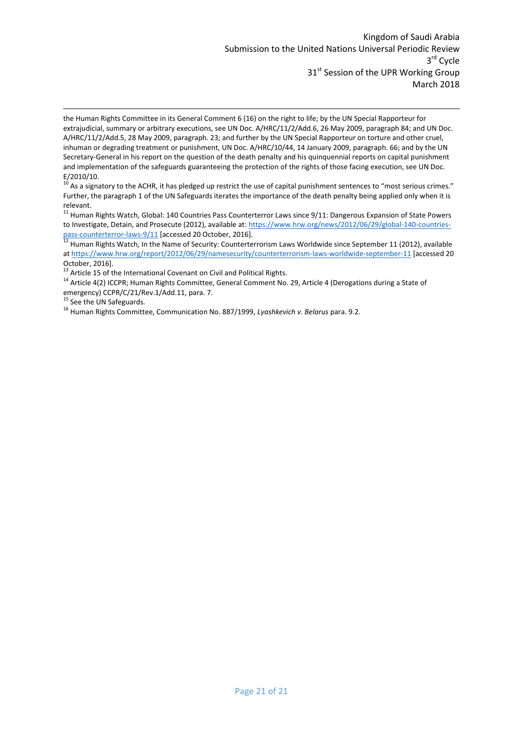the Human Rights Committee in its General Comment 6 (16) on the right to life; by the UN Special Rapporteur for extrajudicial, summary or arbitrary executions, see UN Doc. A/HRC/11/2/Add.6, 26 May 2009, paragraph 84; and UN Doc. A/HRC/11/2/Add.5, 28 May 2009, paragraph. 23; and further by the UN Special Rapporteur on torture and other cruel, inhuman or degrading treatment or punishment, UN Doc. A/HRC/10/44, 14 January 2009, paragraph. 66; and by the UN Secretary-General in his report on the question of the death penalty and his quinquennial reports on capital punishment and implementation of the safeguards guaranteeing the protection of the rights of those facing execution, see UN Doc. E/2010/10.

[10] As a signatory to the ACHR, it has pledged up restrict the use of capital punishment sentences to "most serious crimes." Further, the paragraph 1 of the UN Safeguards iterates the importance of the death penalty being applied only when it is relevant.

[11] Human Rights Watch, Global: 140 Countries Pass Counterterror Laws since 9/11: Dangerous Expansion of State Powers to Investigate, Detain, and Prosecute (2012), available at: https://www.hrw.org/news/2012/06/29/global-140-countries-pass-counterterror-laws-9/11 [accessed 20 October, 2016].

[12] Human Rights Watch, In the Name of Security: Counterterrorism Laws Worldwide since September 11 (2012), available at https://www.hrw.org/report/2012/06/29/namesecurity/counterterrorism-laws-worldwide-september-11 [accessed 20 October, 2016].

[13] Article 15 of the International Covenant on Civil and Political Rights.

[14] Article 4(2) ICCPR; Human Rights Committee, General Comment No. 29, Article 4 (Derogations during a State of emergency) CCPR/C/21/Rev.1/Add.11, para. 7.

[15] See the UN Safeguards.

[16] Human Rights Committee, Communication No. 887/1999, *Lyashkevich v. Belarus* para. 9.2.